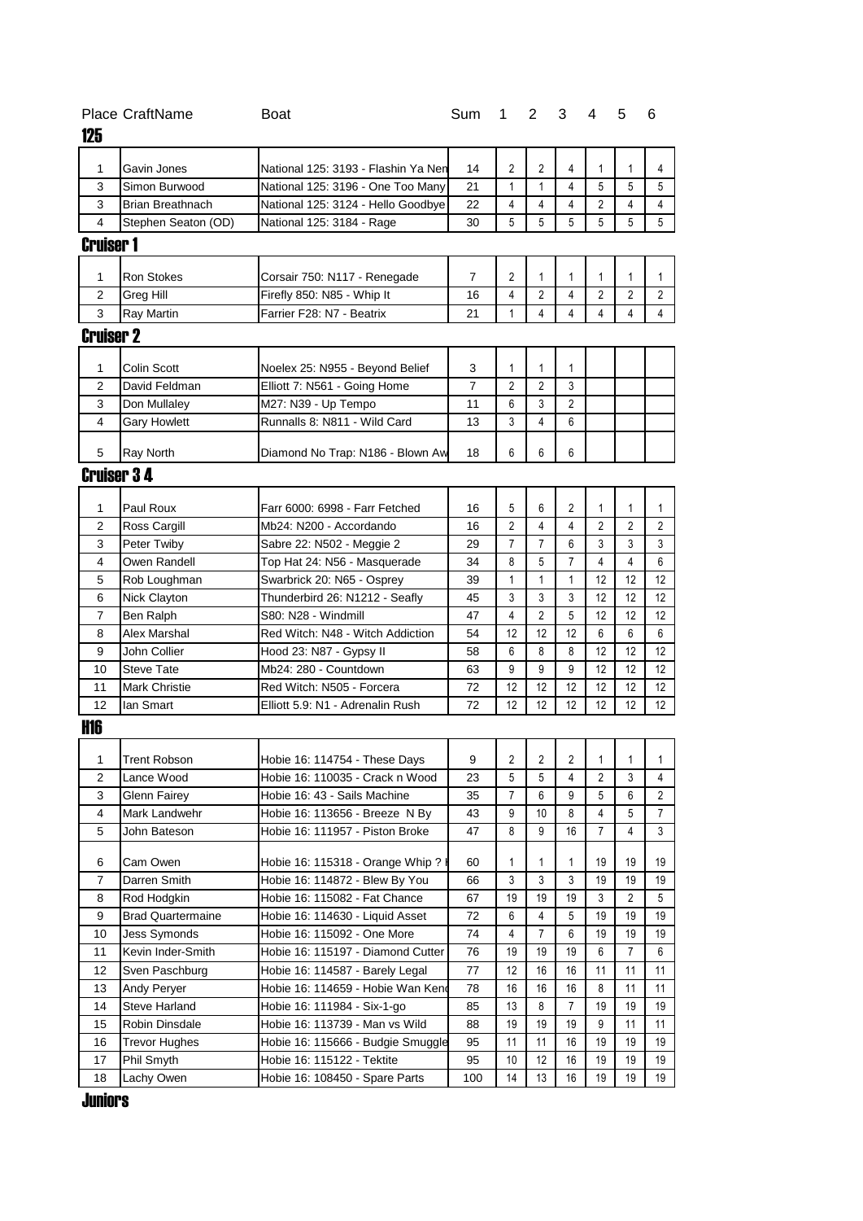| Place | CraftName | Boat | Sum | 1 | 2 | 3 | 4 | 5 | 6 |
|---|---|---|---|---|---|---|---|---|---|

## 125

| Place | CraftName | Boat | Sum | 1 | 2 | 3 | 4 | 5 | 6 |
|---|---|---|---|---|---|---|---|---|---|
| 1 | Gavin Jones | National 125: 3193 - Flashin Ya Nen | 14 | 2 | 2 | 4 | 1 | 1 | 4 |
| 3 | Simon Burwood | National 125: 3196 - One Too Many | 21 | 1 | 1 | 4 | 5 | 5 | 5 |
| 3 | Brian Breathnach | National 125: 3124 - Hello Goodbye | 22 | 4 | 4 | 4 | 2 | 4 | 4 |
| 4 | Stephen Seaton (OD) | National 125: 3184 - Rage | 30 | 5 | 5 | 5 | 5 | 5 | 5 |

## Cruiser 1

| Place | CraftName | Boat | Sum | 1 | 2 | 3 | 4 | 5 | 6 |
|---|---|---|---|---|---|---|---|---|---|
| 1 | Ron Stokes | Corsair 750: N117 - Renegade | 7 | 2 | 1 | 1 | 1 | 1 | 1 |
| 2 | Greg Hill | Firefly 850: N85 - Whip It | 16 | 4 | 2 | 4 | 2 | 2 | 2 |
| 3 | Ray Martin | Farrier F28: N7 - Beatrix | 21 | 1 | 4 | 4 | 4 | 4 | 4 |

## Cruiser 2

| Place | CraftName | Boat | Sum | 1 | 2 | 3 | 4 | 5 | 6 |
|---|---|---|---|---|---|---|---|---|---|
| 1 | Colin Scott | Noelex 25: N955 - Beyond Belief | 3 | 1 | 1 | 1 | | | |
| 2 | David Feldman | Elliott 7: N561 - Going Home | 7 | 2 | 2 | 3 | | | |
| 3 | Don Mullaley | M27: N39 - Up Tempo | 11 | 6 | 3 | 2 | | | |
| 4 | Gary Howlett | Runnalls 8: N811 - Wild Card | 13 | 3 | 4 | 6 | | | |
| 5 | Ray North | Diamond No Trap: N186 - Blown Aw | 18 | 6 | 6 | 6 | | | |

## Cruiser 3 4

| Place | CraftName | Boat | Sum | 1 | 2 | 3 | 4 | 5 | 6 |
|---|---|---|---|---|---|---|---|---|---|
| 1 | Paul Roux | Farr 6000: 6998 - Farr Fetched | 16 | 5 | 6 | 2 | 1 | 1 | 1 |
| 2 | Ross Cargill | Mb24: N200 - Accordando | 16 | 2 | 4 | 4 | 2 | 2 | 2 |
| 3 | Peter Twiby | Sabre 22: N502 - Meggie 2 | 29 | 7 | 7 | 6 | 3 | 3 | 3 |
| 4 | Owen Randell | Top Hat 24: N56 - Masquerade | 34 | 8 | 5 | 7 | 4 | 4 | 6 |
| 5 | Rob Loughman | Swarbrick 20: N65 - Osprey | 39 | 1 | 1 | 1 | 12 | 12 | 12 |
| 6 | Nick Clayton | Thunderbird 26: N1212 - Seafly | 45 | 3 | 3 | 3 | 12 | 12 | 12 |
| 7 | Ben Ralph | S80: N28 - Windmill | 47 | 4 | 2 | 5 | 12 | 12 | 12 |
| 8 | Alex Marshal | Red Witch: N48 - Witch Addiction | 54 | 12 | 12 | 12 | 6 | 6 | 6 |
| 9 | John Collier | Hood 23: N87 - Gypsy II | 58 | 6 | 8 | 8 | 12 | 12 | 12 |
| 10 | Steve Tate | Mb24: 280 - Countdown | 63 | 9 | 9 | 9 | 12 | 12 | 12 |
| 11 | Mark Christie | Red Witch: N505 - Forcera | 72 | 12 | 12 | 12 | 12 | 12 | 12 |
| 12 | Ian Smart | Elliott 5.9: N1 - Adrenalin Rush | 72 | 12 | 12 | 12 | 12 | 12 | 12 |

## H16

| Place | CraftName | Boat | Sum | 1 | 2 | 3 | 4 | 5 | 6 |
|---|---|---|---|---|---|---|---|---|---|
| 1 | Trent Robson | Hobie 16: 114754 - These Days | 9 | 2 | 2 | 2 | 1 | 1 | 1 |
| 2 | Lance Wood | Hobie 16: 110035 - Crack n Wood | 23 | 5 | 5 | 4 | 2 | 3 | 4 |
| 3 | Glenn Fairey | Hobie 16: 43 - Sails Machine | 35 | 7 | 6 | 9 | 5 | 6 | 2 |
| 4 | Mark Landwehr | Hobie 16: 113656 - Breeze N By | 43 | 9 | 10 | 8 | 4 | 5 | 7 |
| 5 | John Bateson | Hobie 16: 111957 - Piston Broke | 47 | 8 | 9 | 16 | 7 | 4 | 3 |
| 6 | Cam Owen | Hobie 16: 115318 - Orange Whip ? | 60 | 1 | 1 | 1 | 19 | 19 | 19 |
| 7 | Darren Smith | Hobie 16: 114872 - Blew By You | 66 | 3 | 3 | 3 | 19 | 19 | 19 |
| 8 | Rod Hodgkin | Hobie 16: 115082 - Fat Chance | 67 | 19 | 19 | 19 | 3 | 2 | 5 |
| 9 | Brad Quartermaine | Hobie 16: 114630 - Liquid Asset | 72 | 6 | 4 | 5 | 19 | 19 | 19 |
| 10 | Jess Symonds | Hobie 16: 115092 - One More | 74 | 4 | 7 | 6 | 19 | 19 | 19 |
| 11 | Kevin Inder-Smith | Hobie 16: 115197 - Diamond Cutter | 76 | 19 | 19 | 19 | 6 | 7 | 6 |
| 12 | Sven Paschburg | Hobie 16: 114587 - Barely Legal | 77 | 12 | 16 | 16 | 11 | 11 | 11 |
| 13 | Andy Peryer | Hobie 16: 114659 - Hobie Wan Keno | 78 | 16 | 16 | 16 | 8 | 11 | 11 |
| 14 | Steve Harland | Hobie 16: 111984 - Six-1-go | 85 | 13 | 8 | 7 | 19 | 19 | 19 |
| 15 | Robin Dinsdale | Hobie 16: 113739 - Man vs Wild | 88 | 19 | 19 | 19 | 9 | 11 | 11 |
| 16 | Trevor Hughes | Hobie 16: 115666 - Budgie Smuggle | 95 | 11 | 11 | 16 | 19 | 19 | 19 |
| 17 | Phil Smyth | Hobie 16: 115122 - Tektite | 95 | 10 | 12 | 16 | 19 | 19 | 19 |
| 18 | Lachy Owen | Hobie 16: 108450 - Spare Parts | 100 | 14 | 13 | 16 | 19 | 19 | 19 |

## Juniors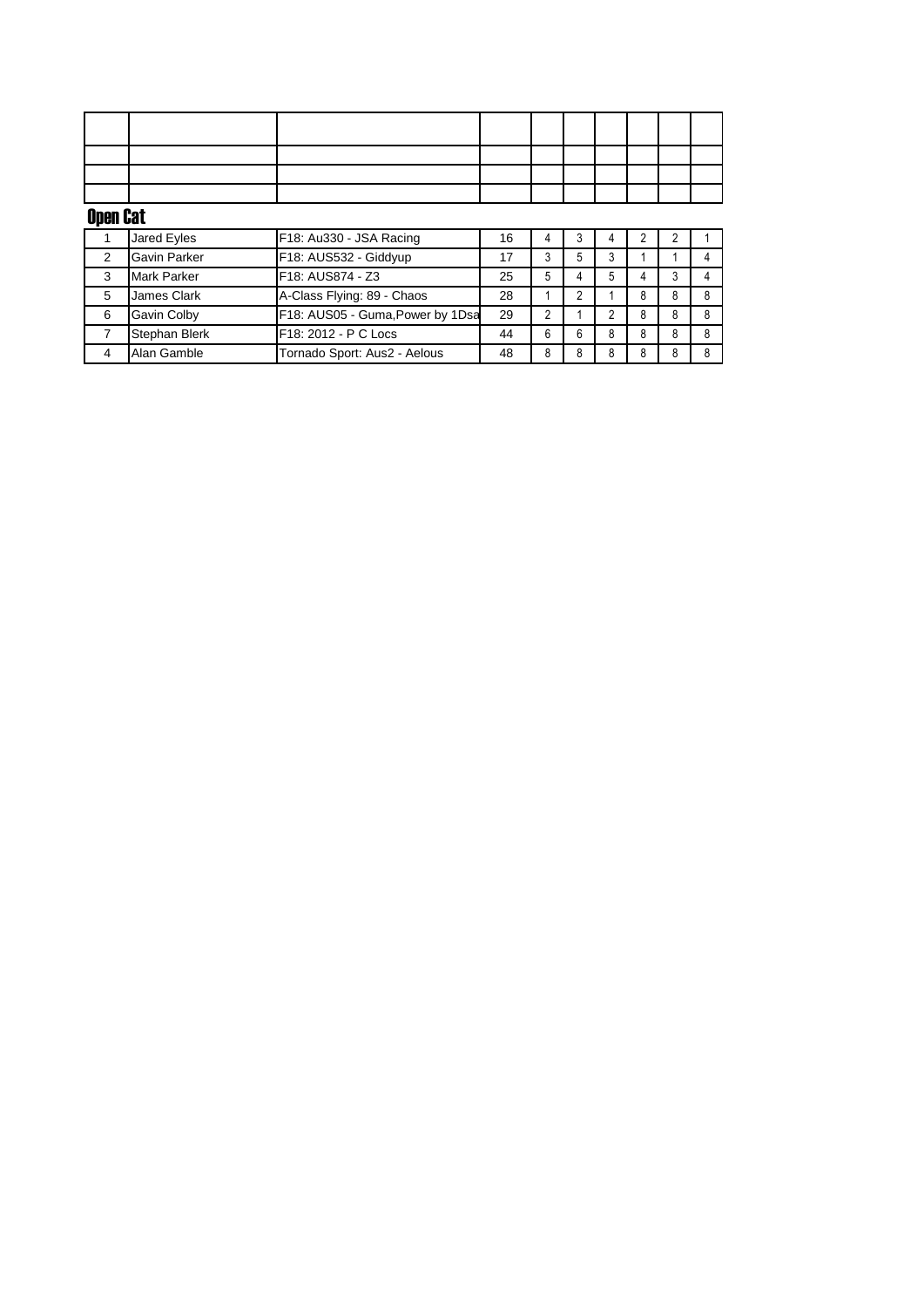| | | | | | | | | | |
|---|---|---|---|---|---|---|---|---|---|
| | | | | | | | | | |
| | | | | | | | | | |
| | | | | | | | | | |

## Open Cat

| | | | | | | | | | |
|---|---|---|---|---|---|---|---|---|---|
| 1 | Jared Eyles | F18: Au330 - JSA Racing | 16 | 4 | 3 | 4 | 2 | 2 | 1 |
| 2 | Gavin Parker | F18: AUS532 - Giddyup | 17 | 3 | 5 | 3 | 1 | 1 | 4 |
| 3 | Mark Parker | F18: AUS874 - Z3 | 25 | 5 | 4 | 5 | 4 | 3 | 4 |
| 5 | James Clark | A-Class Flying: 89 - Chaos | 28 | 1 | 2 | 1 | 8 | 8 | 8 |
| 6 | Gavin Colby | F18: AUS05 - Guma,Power by 1Dsa | 29 | 2 | 1 | 2 | 8 | 8 | 8 |
| 7 | Stephan Blerk | F18: 2012 - P C Locs | 44 | 6 | 6 | 8 | 8 | 8 | 8 |
| 4 | Alan Gamble | Tornado Sport: Aus2 - Aelous | 48 | 8 | 8 | 8 | 8 | 8 | 8 |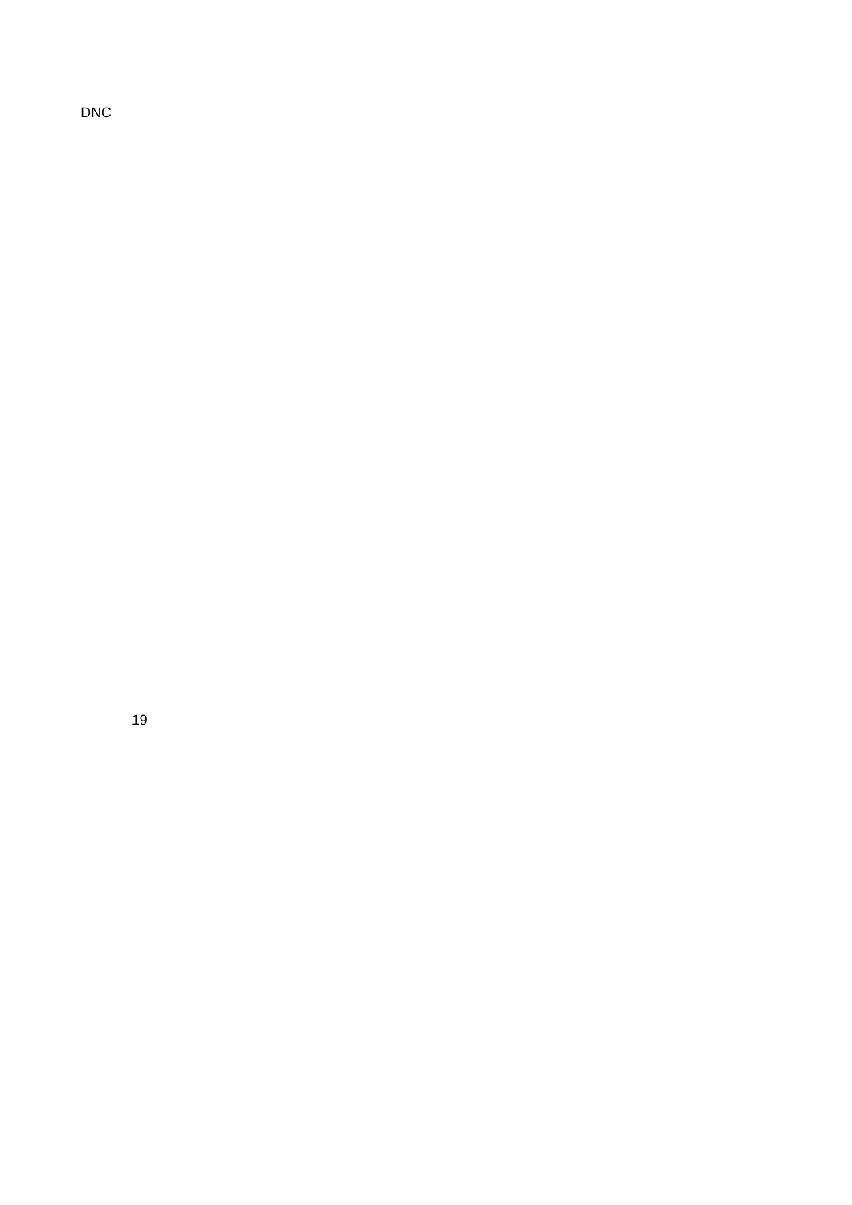DNC

19